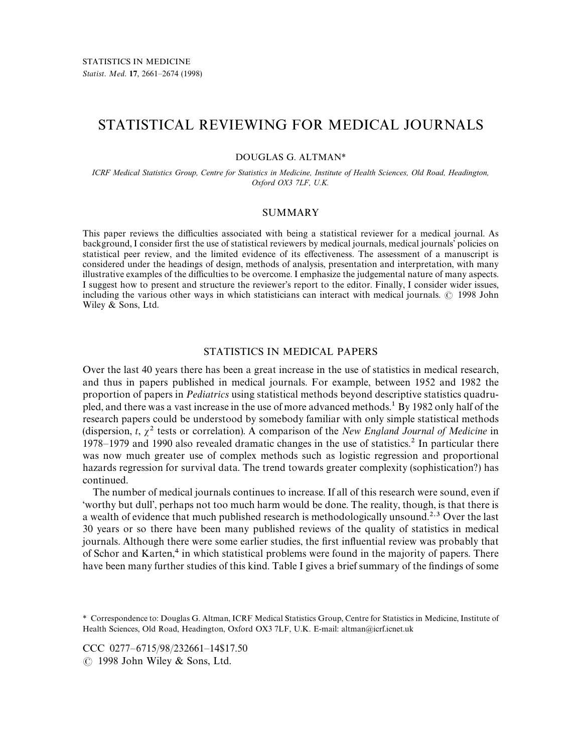# STATISTICAL REVIEWING FOR MEDICAL JOURNALS

DOUGLAS G. ALTMAN*

*ICRF Medical Statistics Group, Centre for Statistics in Medicine, Institute of Health Sciences, Old Road, Headington, Oxford OX3 7LF, U.K.*

## SUMMARY

This paper reviews the difficulties associated with being a statistical reviewer for a medical journal. As background, I consider first the use of statistical reviewers by medical journals, medical journals' policies on statistical peer review, and the limited evidence of its effectiveness. The assessment of a manuscript is considered under the headings of design, methods of analysis, presentation and interpretation, with many illustrative examples of the difficulties to be overcome. I emphasize the judgemental nature of many aspects. I suggest how to present and structure the reviewer's report to the editor. Finally, I consider wider issues, including the various other ways in which statisticians can interact with medical journals. © 1998 John Wiley & Sons, Ltd.

## STATISTICS IN MEDICAL PAPERS

Over the last 40 years there has been a great increase in the use of statistics in medical research, and thus in papers published in medical journals. For example, between 1952 and 1982 the proportion of papers in *Pediatrics* using statistical methods beyond descriptive statistics quadrupled, and there was a vast increase in the use of more advanced methods.[1] By 1982 only half of the research papers could be understood by somebody familiar with only simple statistical methods (dispersion, $t$, $\chi^2$ tests or correlation). A comparison of the *New England Journal of Medicine* in 1978–1979 and 1990 also revealed dramatic changes in the use of statistics.[2] In particular there was now much greater use of complex methods such as logistic regression and proportional hazards regression for survival data. The trend towards greater complexity (sophistication?) has continued.

The number of medical journals continues to increase. If all of this research were sound, even if 'worthy but dull', perhaps not too much harm would be done. The reality, though, is that there is a wealth of evidence that much published research is methodologically unsound.[2,3] Over the last 30 years or so there have been many published reviews of the quality of statistics in medical journals. Although there were some earlier studies, the first influential review was probably that of Schor and Karten,[4] in which statistical problems were found in the majority of papers. There have been many further studies of this kind. Table I gives a brief summary of the findings of some

\* Correspondence to: Douglas G. Altman, ICRF Medical Statistics Group, Centre for Statistics in Medicine, Institute of Health Sciences, Old Road, Headington, Oxford OX3 7LF, U.K. E-mail: altman@icrf.icnet.uk

CCC 0277–6715/98/232661–14$17.50
© 1998 John Wiley & Sons, Ltd.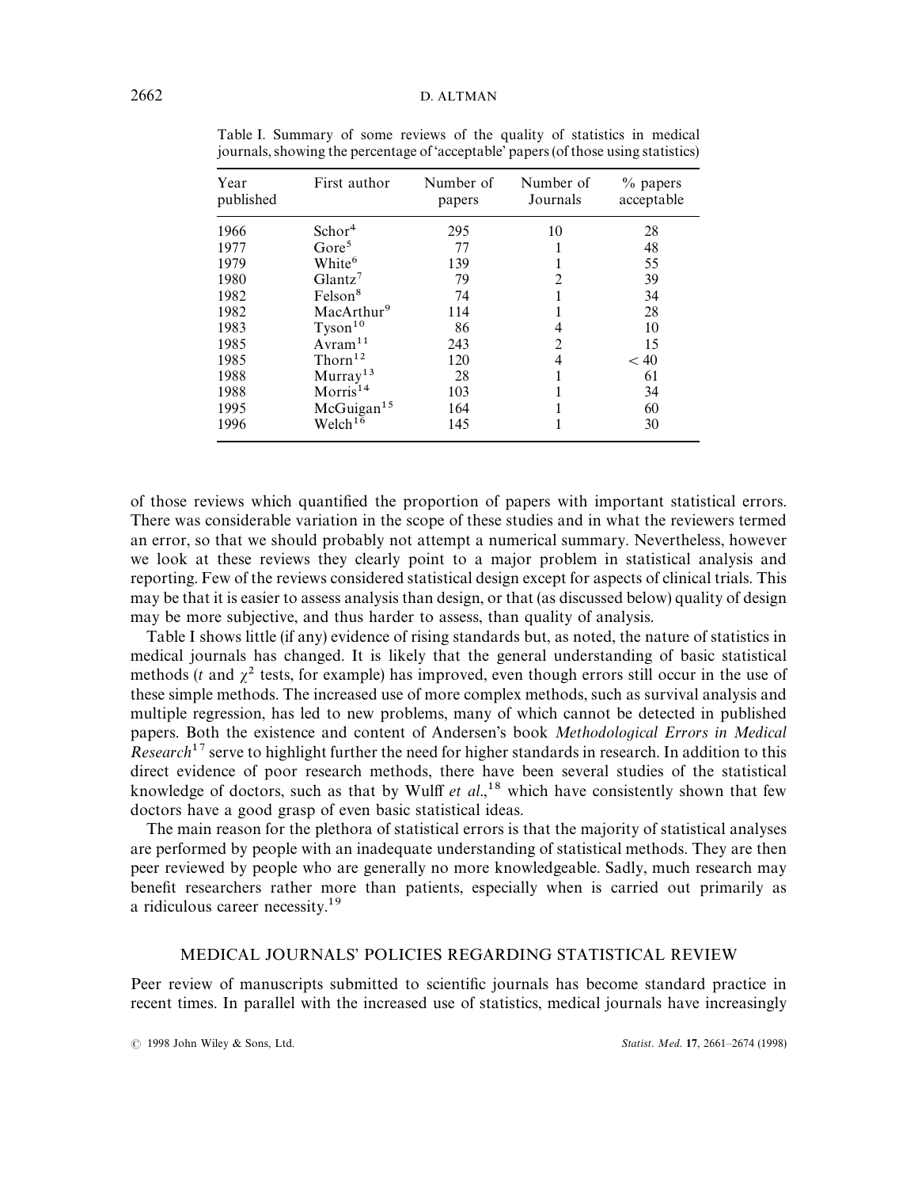Table I. Summary of some reviews of the quality of statistics in medical journals, showing the percentage of 'acceptable' papers (of those using statistics)

| Year published | First author | Number of papers | Number of Journals | % papers acceptable |
|---|---|---|---|---|
| 1966 | Schor[4] | 295 | 10 | 28 |
| 1977 | Gore[5] | 77 | 1 | 48 |
| 1979 | White[6] | 139 | 1 | 55 |
| 1980 | Glantz[7] | 79 | 2 | 39 |
| 1982 | Felson[8] | 74 | 1 | 34 |
| 1982 | MacArthur[9] | 114 | 1 | 28 |
| 1983 | Tyson[10] | 86 | 4 | 10 |
| 1985 | Avram[11] | 243 | 2 | 15 |
| 1985 | Thorn[12] | 120 | 4 | < 40 |
| 1988 | Murray[13] | 28 | 1 | 61 |
| 1988 | Morris[14] | 103 | 1 | 34 |
| 1995 | McGuigan[15] | 164 | 1 | 60 |
| 1996 | Welch[16] | 145 | 1 | 30 |

of those reviews which quantified the proportion of papers with important statistical errors. There was considerable variation in the scope of these studies and in what the reviewers termed an error, so that we should probably not attempt a numerical summary. Nevertheless, however we look at these reviews they clearly point to a major problem in statistical analysis and reporting. Few of the reviews considered statistical design except for aspects of clinical trials. This may be that it is easier to assess analysis than design, or that (as discussed below) quality of design may be more subjective, and thus harder to assess, than quality of analysis.

Table I shows little (if any) evidence of rising standards but, as noted, the nature of statistics in medical journals has changed. It is likely that the general understanding of basic statistical methods ($t$ and $\chi^2$ tests, for example) has improved, even though errors still occur in the use of these simple methods. The increased use of more complex methods, such as survival analysis and multiple regression, has led to new problems, many of which cannot be detected in published papers. Both the existence and content of Andersen's book *Methodological Errors in Medical Research*[17] serve to highlight further the need for higher standards in research. In addition to this direct evidence of poor research methods, there have been several studies of the statistical knowledge of doctors, such as that by Wulff *et al.*,[18] which have consistently shown that few doctors have a good grasp of even basic statistical ideas.

The main reason for the plethora of statistical errors is that the majority of statistical analyses are performed by people with an inadequate understanding of statistical methods. They are then peer reviewed by people who are generally no more knowledgeable. Sadly, much research may benefit researchers rather more than patients, especially when is carried out primarily as a ridiculous career necessity.[19]

## MEDICAL JOURNALS' POLICIES REGARDING STATISTICAL REVIEW

Peer review of manuscripts submitted to scientific journals has become standard practice in recent times. In parallel with the increased use of statistics, medical journals have increasingly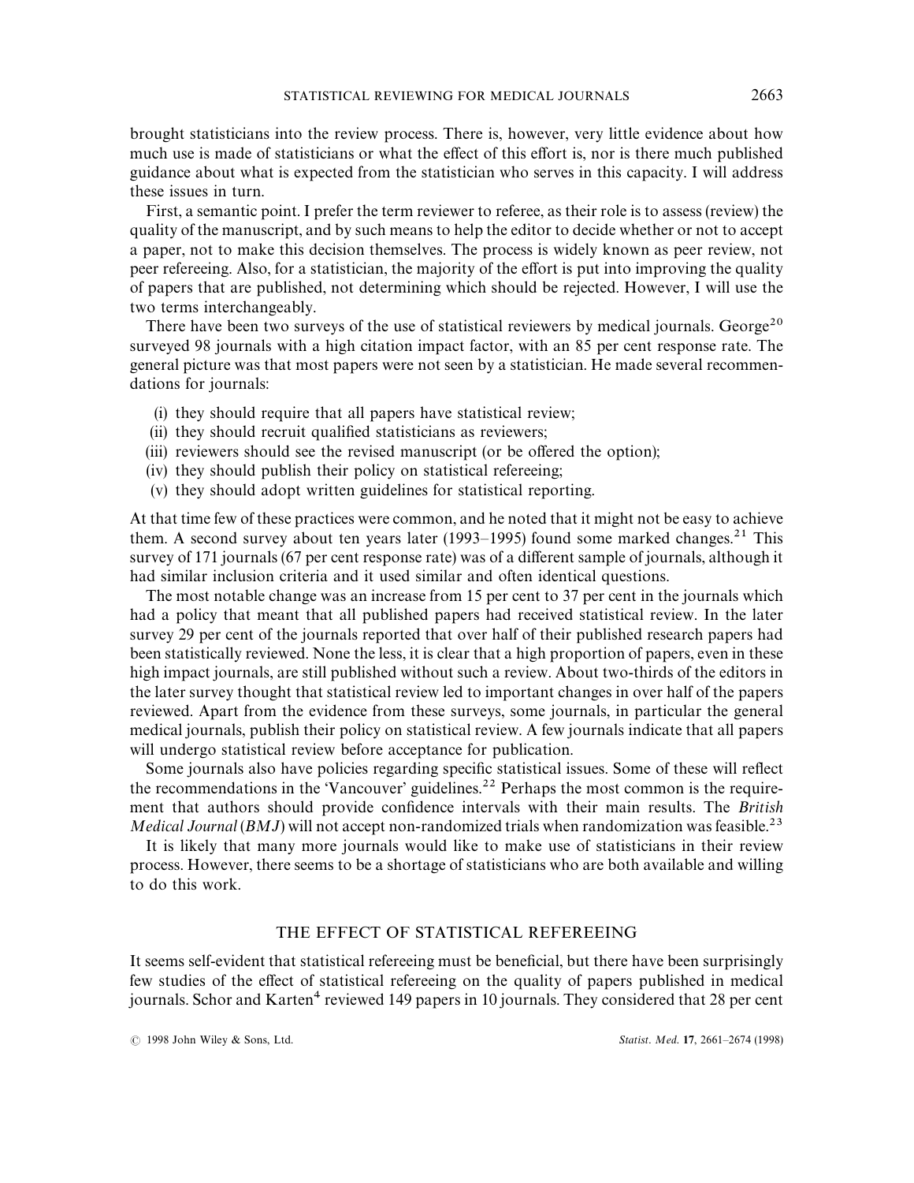brought statisticians into the review process. There is, however, very little evidence about how much use is made of statisticians or what the effect of this effort is, nor is there much published guidance about what is expected from the statistician who serves in this capacity. I will address these issues in turn.

First, a semantic point. I prefer the term reviewer to referee, as their role is to assess (review) the quality of the manuscript, and by such means to help the editor to decide whether or not to accept a paper, not to make this decision themselves. The process is widely known as peer review, not peer refereeing. Also, for a statistician, the majority of the effort is put into improving the quality of papers that are published, not determining which should be rejected. However, I will use the two terms interchangeably.

There have been two surveys of the use of statistical reviewers by medical journals. George[20] surveyed 98 journals with a high citation impact factor, with an 85 per cent response rate. The general picture was that most papers were not seen by a statistician. He made several recommendations for journals:

- (i) they should require that all papers have statistical review;
- (ii) they should recruit qualified statisticians as reviewers;
- (iii) reviewers should see the revised manuscript (or be offered the option);
- (iv) they should publish their policy on statistical refereeing;
- (v) they should adopt written guidelines for statistical reporting.

At that time few of these practices were common, and he noted that it might not be easy to achieve them. A second survey about ten years later (1993–1995) found some marked changes.[21] This survey of 171 journals (67 per cent response rate) was of a different sample of journals, although it had similar inclusion criteria and it used similar and often identical questions.

The most notable change was an increase from 15 per cent to 37 per cent in the journals which had a policy that meant that all published papers had received statistical review. In the later survey 29 per cent of the journals reported that over half of their published research papers had been statistically reviewed. None the less, it is clear that a high proportion of papers, even in these high impact journals, are still published without such a review. About two-thirds of the editors in the later survey thought that statistical review led to important changes in over half of the papers reviewed. Apart from the evidence from these surveys, some journals, in particular the general medical journals, publish their policy on statistical review. A few journals indicate that all papers will undergo statistical review before acceptance for publication.

Some journals also have policies regarding specific statistical issues. Some of these will reflect the recommendations in the 'Vancouver' guidelines.[22] Perhaps the most common is the requirement that authors should provide confidence intervals with their main results. The *British Medical Journal* (*BMJ*) will not accept non-randomized trials when randomization was feasible.[23]

It is likely that many more journals would like to make use of statisticians in their review process. However, there seems to be a shortage of statisticians who are both available and willing to do this work.

## THE EFFECT OF STATISTICAL REFEREEING

It seems self-evident that statistical refereeing must be beneficial, but there have been surprisingly few studies of the effect of statistical refereeing on the quality of papers published in medical journals. Schor and Karten[4] reviewed 149 papers in 10 journals. They considered that 28 per cent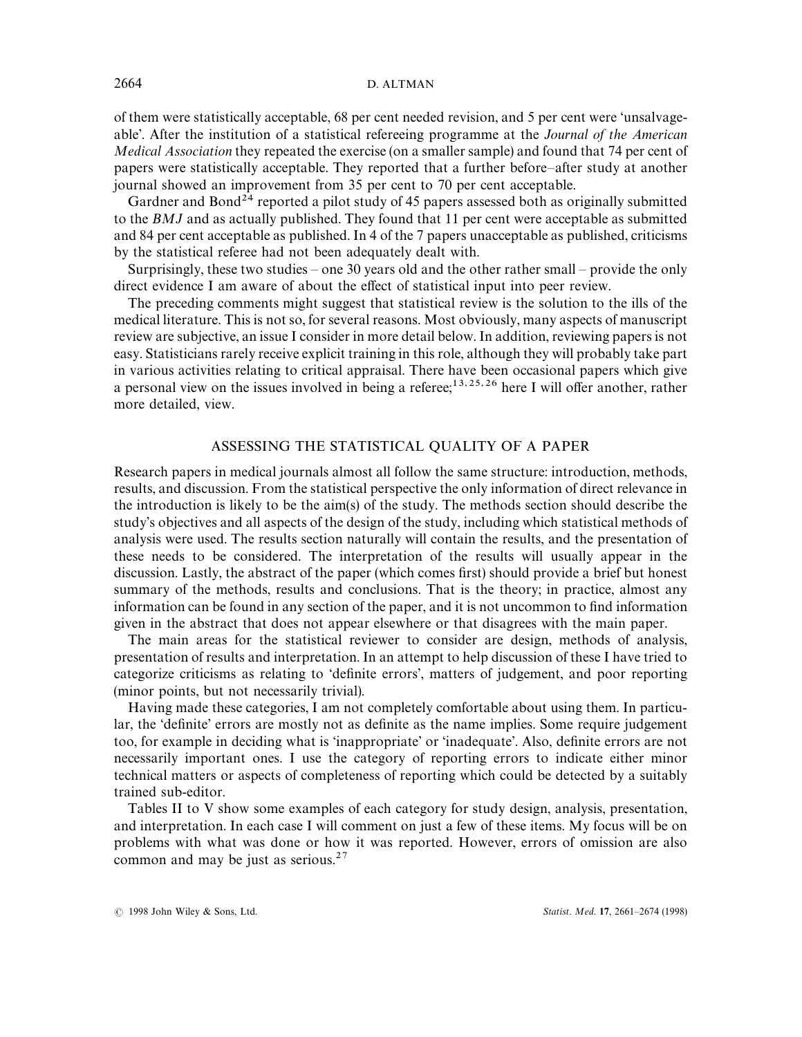of them were statistically acceptable, 68 per cent needed revision, and 5 per cent were 'unsalvageable'. After the institution of a statistical refereeing programme at the *Journal of the American Medical Association* they repeated the exercise (on a smaller sample) and found that 74 per cent of papers were statistically acceptable. They reported that a further before–after study at another journal showed an improvement from 35 per cent to 70 per cent acceptable.

Gardner and Bond[24] reported a pilot study of 45 papers assessed both as originally submitted to the *BMJ* and as actually published. They found that 11 per cent were acceptable as submitted and 84 per cent acceptable as published. In 4 of the 7 papers unacceptable as published, criticisms by the statistical referee had not been adequately dealt with.

Surprisingly, these two studies – one 30 years old and the other rather small – provide the only direct evidence I am aware of about the effect of statistical input into peer review.

The preceding comments might suggest that statistical review is the solution to the ills of the medical literature. This is not so, for several reasons. Most obviously, many aspects of manuscript review are subjective, an issue I consider in more detail below. In addition, reviewing papers is not easy. Statisticians rarely receive explicit training in this role, although they will probably take part in various activities relating to critical appraisal. There have been occasional papers which give a personal view on the issues involved in being a referee;[13,25,26] here I will offer another, rather more detailed, view.

## ASSESSING THE STATISTICAL QUALITY OF A PAPER

Research papers in medical journals almost all follow the same structure: introduction, methods, results, and discussion. From the statistical perspective the only information of direct relevance in the introduction is likely to be the aim(s) of the study. The methods section should describe the study's objectives and all aspects of the design of the study, including which statistical methods of analysis were used. The results section naturally will contain the results, and the presentation of these needs to be considered. The interpretation of the results will usually appear in the discussion. Lastly, the abstract of the paper (which comes first) should provide a brief but honest summary of the methods, results and conclusions. That is the theory; in practice, almost any information can be found in any section of the paper, and it is not uncommon to find information given in the abstract that does not appear elsewhere or that disagrees with the main paper.

The main areas for the statistical reviewer to consider are design, methods of analysis, presentation of results and interpretation. In an attempt to help discussion of these I have tried to categorize criticisms as relating to 'definite errors', matters of judgement, and poor reporting (minor points, but not necessarily trivial).

Having made these categories, I am not completely comfortable about using them. In particular, the 'definite' errors are mostly not as definite as the name implies. Some require judgement too, for example in deciding what is 'inappropriate' or 'inadequate'. Also, definite errors are not necessarily important ones. I use the category of reporting errors to indicate either minor technical matters or aspects of completeness of reporting which could be detected by a suitably trained sub-editor.

Tables II to V show some examples of each category for study design, analysis, presentation, and interpretation. In each case I will comment on just a few of these items. My focus will be on problems with what was done or how it was reported. However, errors of omission are also common and may be just as serious.[27]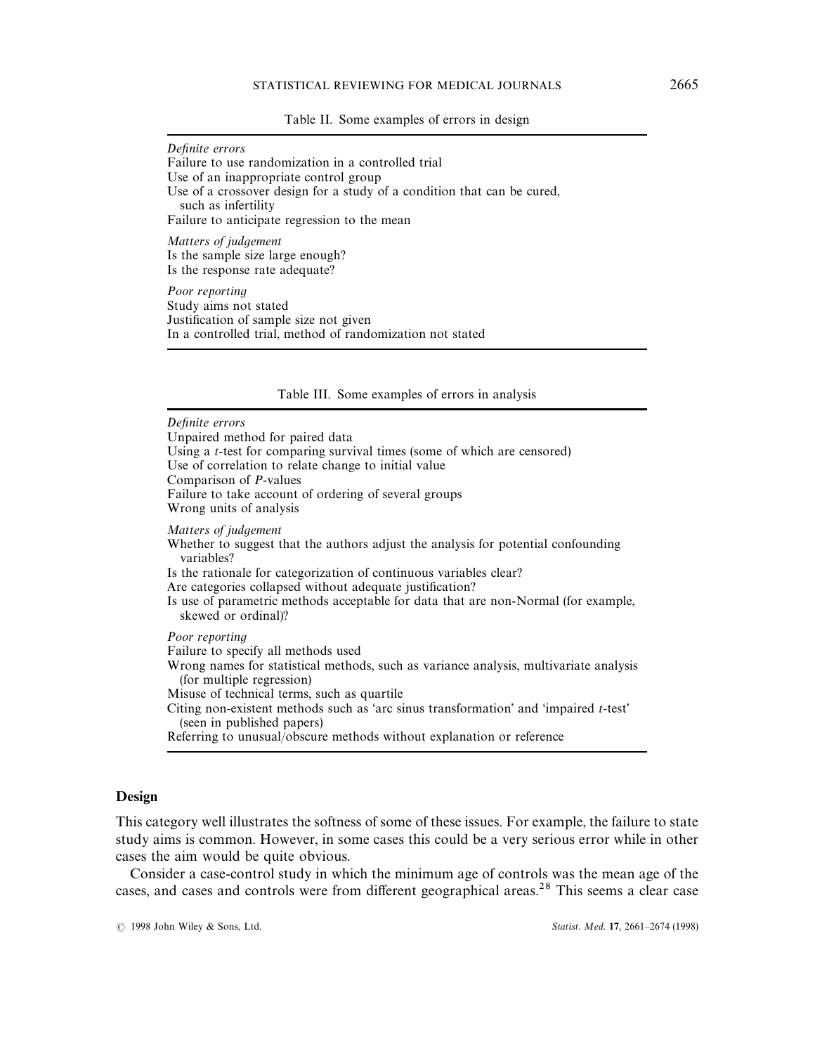Table II. Some examples of errors in design

| |
|---|
| *Definite errors* |
| Failure to use randomization in a controlled trial |
| Use of an inappropriate control group |
| Use of a crossover design for a study of a condition that can be cured, such as infertility |
| Failure to anticipate regression to the mean |
| *Matters of judgement* |
| Is the sample size large enough? |
| Is the response rate adequate? |
| *Poor reporting* |
| Study aims not stated |
| Justification of sample size not given |
| In a controlled trial, method of randomization not stated |

Table III. Some examples of errors in analysis

| |
|---|
| *Definite errors* |
| Unpaired method for paired data |
| Using a *t*-test for comparing survival times (some of which are censored) |
| Use of correlation to relate change to initial value |
| Comparison of *P*-values |
| Failure to take account of ordering of several groups |
| Wrong units of analysis |
| *Matters of judgement* |
| Whether to suggest that the authors adjust the analysis for potential confounding variables? |
| Is the rationale for categorization of continuous variables clear? |
| Are categories collapsed without adequate justification? |
| Is use of parametric methods acceptable for data that are non-Normal (for example, skewed or ordinal)? |
| *Poor reporting* |
| Failure to specify all methods used |
| Wrong names for statistical methods, such as variance analysis, multivariate analysis (for multiple regression) |
| Misuse of technical terms, such as quartile |
| Citing non-existent methods such as 'arc sinus transformation' and 'impaired *t*-test' (seen in published papers) |
| Referring to unusual/obscure methods without explanation or reference |

## Design

This category well illustrates the softness of some of these issues. For example, the failure to state study aims is common. However, in some cases this could be a very serious error while in other cases the aim would be quite obvious.

Consider a case-control study in which the minimum age of controls was the mean age of the cases, and cases and controls were from different geographical areas.[28] This seems a clear case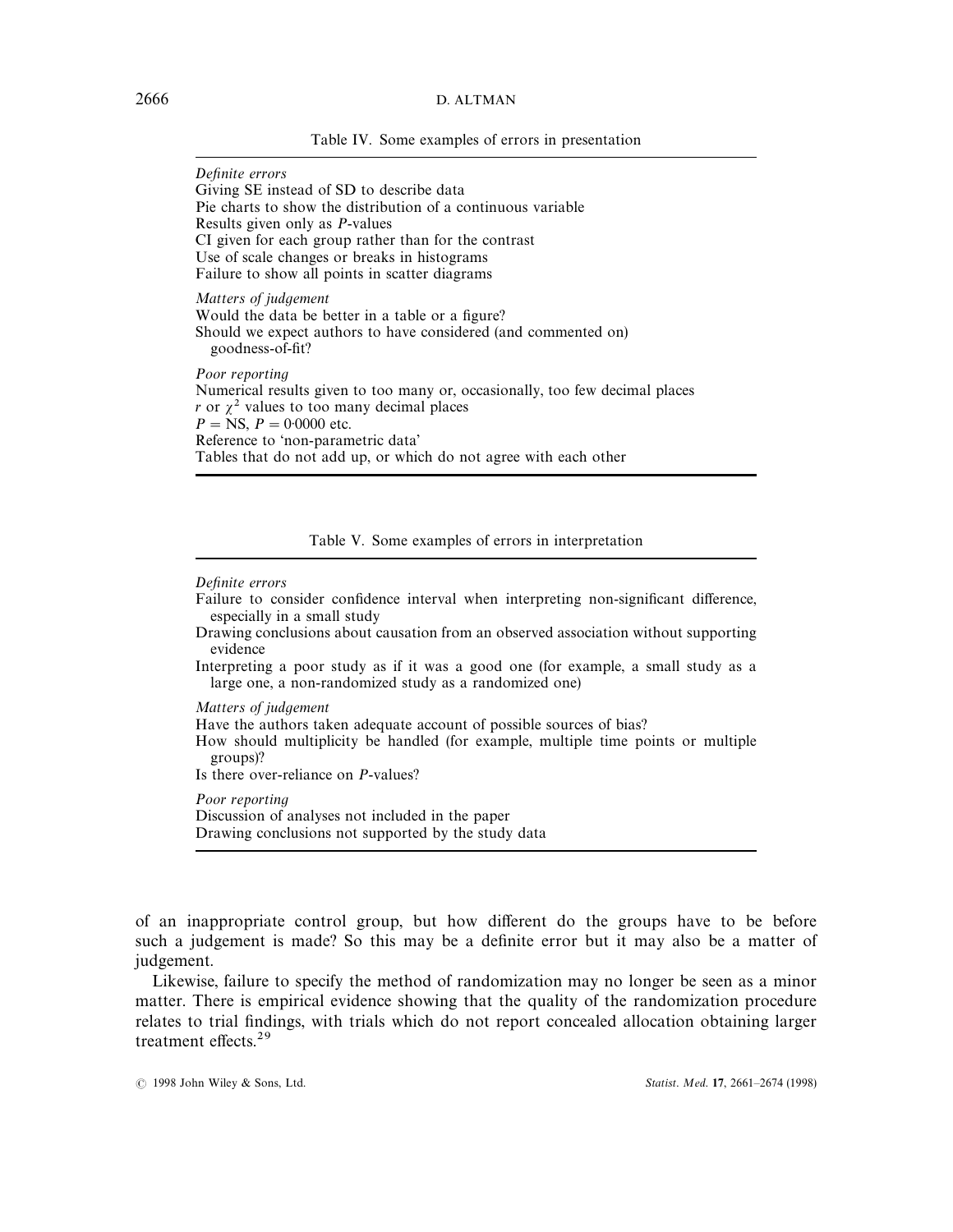Table IV. Some examples of errors in presentation

| |
|---|
| *Definite errors* |
| Giving SE instead of SD to describe data |
| Pie charts to show the distribution of a continuous variable |
| Results given only as *P*-values |
| CI given for each group rather than for the contrast |
| Use of scale changes or breaks in histograms |
| Failure to show all points in scatter diagrams |
| *Matters of judgement* |
| Would the data be better in a table or a figure? |
| Should we expect authors to have considered (and commented on) goodness-of-fit? |
| *Poor reporting* |
| Numerical results given to too many or, occasionally, too few decimal places |
| $r$ or $\chi^2$ values to too many decimal places |
| $P = \text{NS}$, $P = 0{\cdot}0000$ etc. |
| Reference to 'non-parametric data' |
| Tables that do not add up, or which do not agree with each other |

Table V. Some examples of errors in interpretation

| |
|---|
| *Definite errors* |
| Failure to consider confidence interval when interpreting non-significant difference, especially in a small study |
| Drawing conclusions about causation from an observed association without supporting evidence |
| Interpreting a poor study as if it was a good one (for example, a small study as a large one, a non-randomized study as a randomized one) |
| *Matters of judgement* |
| Have the authors taken adequate account of possible sources of bias? |
| How should multiplicity be handled (for example, multiple time points or multiple groups)? |
| Is there over-reliance on *P*-values? |
| *Poor reporting* |
| Discussion of analyses not included in the paper |
| Drawing conclusions not supported by the study data |

of an inappropriate control group, but how different do the groups have to be before such a judgement is made? So this may be a definite error but it may also be a matter of judgement.

Likewise, failure to specify the method of randomization may no longer be seen as a minor matter. There is empirical evidence showing that the quality of the randomization procedure relates to trial findings, with trials which do not report concealed allocation obtaining larger treatment effects.[29]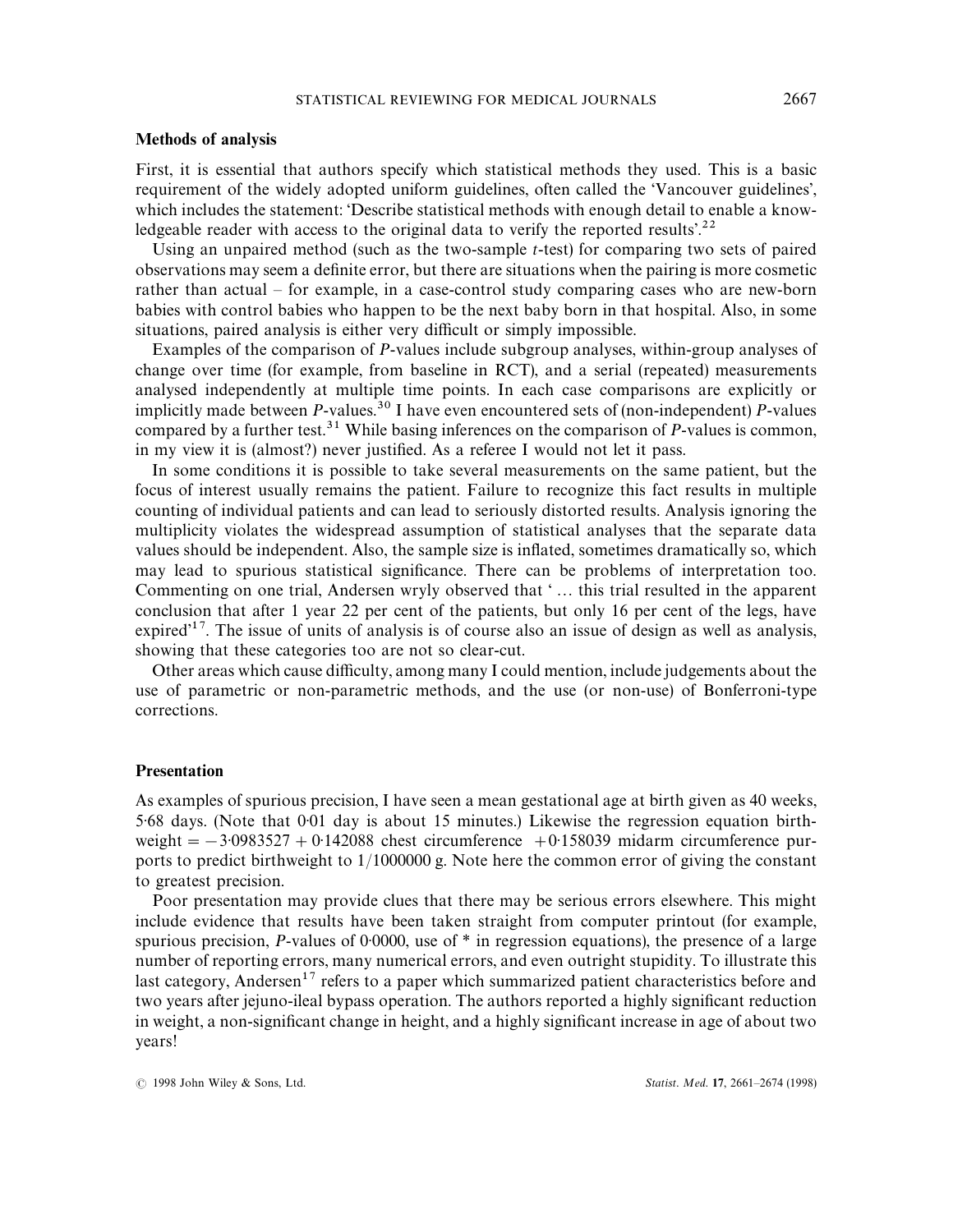### Methods of analysis

First, it is essential that authors specify which statistical methods they used. This is a basic requirement of the widely adopted uniform guidelines, often called the 'Vancouver guidelines', which includes the statement: 'Describe statistical methods with enough detail to enable a knowledgeable reader with access to the original data to verify the reported results'.[22]

Using an unpaired method (such as the two-sample $t$-test) for comparing two sets of paired observations may seem a definite error, but there are situations when the pairing is more cosmetic rather than actual – for example, in a case-control study comparing cases who are new-born babies with control babies who happen to be the next baby born in that hospital. Also, in some situations, paired analysis is either very difficult or simply impossible.

Examples of the comparison of $P$-values include subgroup analyses, within-group analyses of change over time (for example, from baseline in RCT), and a serial (repeated) measurements analysed independently at multiple time points. In each case comparisons are explicitly or implicitly made between $P$-values.[30] I have even encountered sets of (non-independent) $P$-values compared by a further test.[31] While basing inferences on the comparison of $P$-values is common, in my view it is (almost?) never justified. As a referee I would not let it pass.

In some conditions it is possible to take several measurements on the same patient, but the focus of interest usually remains the patient. Failure to recognize this fact results in multiple counting of individual patients and can lead to seriously distorted results. Analysis ignoring the multiplicity violates the widespread assumption of statistical analyses that the separate data values should be independent. Also, the sample size is inflated, sometimes dramatically so, which may lead to spurious statistical significance. There can be problems of interpretation too. Commenting on one trial, Andersen wryly observed that '... this trial resulted in the apparent conclusion that after 1 year 22 per cent of the patients, but only 16 per cent of the legs, have expired'[17]. The issue of units of analysis is of course also an issue of design as well as analysis, showing that these categories too are not so clear-cut.

Other areas which cause difficulty, among many I could mention, include judgements about the use of parametric or non-parametric methods, and the use (or non-use) of Bonferroni-type corrections.

### Presentation

As examples of spurious precision, I have seen a mean gestational age at birth given as 40 weeks, 5·68 days. (Note that 0·01 day is about 15 minutes.) Likewise the regression equation birthweight $= -3{\cdot}0983527 + 0{\cdot}142088$ chest circumference $+0{\cdot}158039$ midarm circumference purports to predict birthweight to 1/1000000 g. Note here the common error of giving the constant to greatest precision.

Poor presentation may provide clues that there may be serious errors elsewhere. This might include evidence that results have been taken straight from computer printout (for example, spurious precision, $P$-values of 0·0000, use of * in regression equations), the presence of a large number of reporting errors, many numerical errors, and even outright stupidity. To illustrate this last category, Andersen[17] refers to a paper which summarized patient characteristics before and two years after jejuno-ileal bypass operation. The authors reported a highly significant reduction in weight, a non-significant change in height, and a highly significant increase in age of about two years!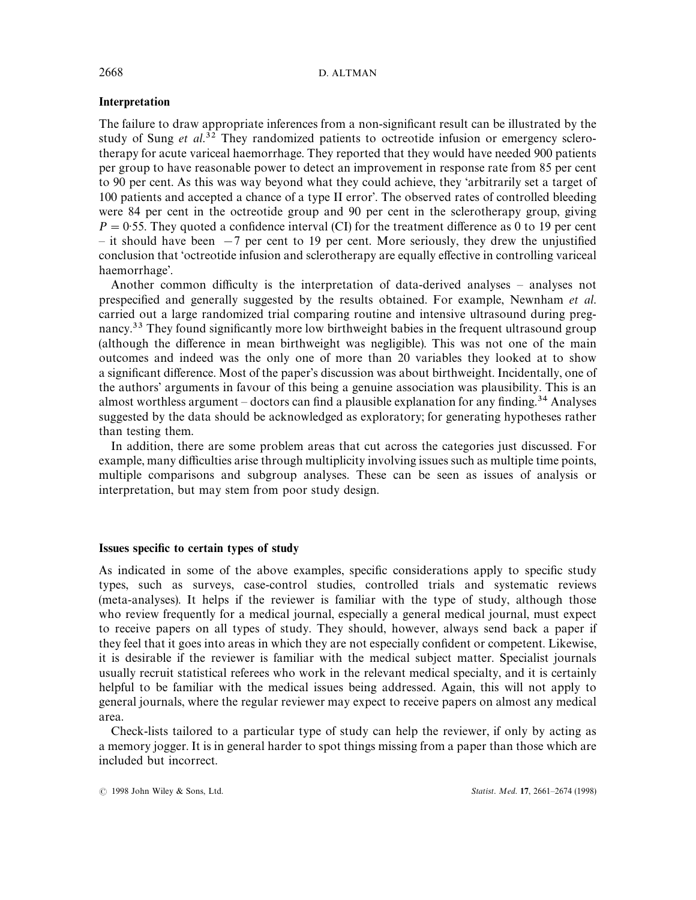### Interpretation

The failure to draw appropriate inferences from a non-significant result can be illustrated by the study of Sung *et al.*[32] They randomized patients to octreotide infusion or emergency sclerotherapy for acute variceal haemorrhage. They reported that they would have needed 900 patients per group to have reasonable power to detect an improvement in response rate from 85 per cent to 90 per cent. As this was way beyond what they could achieve, they 'arbitrarily set a target of 100 patients and accepted a chance of a type II error'. The observed rates of controlled bleeding were 84 per cent in the octreotide group and 90 per cent in the sclerotherapy group, giving $P = 0{\cdot}55$. They quoted a confidence interval (CI) for the treatment difference as 0 to 19 per cent – it should have been $-7$ per cent to 19 per cent. More seriously, they drew the unjustified conclusion that 'octreotide infusion and sclerotherapy are equally effective in controlling variceal haemorrhage'.

Another common difficulty is the interpretation of data-derived analyses – analyses not prespecified and generally suggested by the results obtained. For example, Newnham *et al.* carried out a large randomized trial comparing routine and intensive ultrasound during pregnancy.[33] They found significantly more low birthweight babies in the frequent ultrasound group (although the difference in mean birthweight was negligible). This was not one of the main outcomes and indeed was the only one of more than 20 variables they looked at to show a significant difference. Most of the paper's discussion was about birthweight. Incidentally, one of the authors' arguments in favour of this being a genuine association was plausibility. This is an almost worthless argument – doctors can find a plausible explanation for any finding.[34] Analyses suggested by the data should be acknowledged as exploratory; for generating hypotheses rather than testing them.

In addition, there are some problem areas that cut across the categories just discussed. For example, many difficulties arise through multiplicity involving issues such as multiple time points, multiple comparisons and subgroup analyses. These can be seen as issues of analysis or interpretation, but may stem from poor study design.

### Issues specific to certain types of study

As indicated in some of the above examples, specific considerations apply to specific study types, such as surveys, case-control studies, controlled trials and systematic reviews (meta-analyses). It helps if the reviewer is familiar with the type of study, although those who review frequently for a medical journal, especially a general medical journal, must expect to receive papers on all types of study. They should, however, always send back a paper if they feel that it goes into areas in which they are not especially confident or competent. Likewise, it is desirable if the reviewer is familiar with the medical subject matter. Specialist journals usually recruit statistical referees who work in the relevant medical specialty, and it is certainly helpful to be familiar with the medical issues being addressed. Again, this will not apply to general journals, where the regular reviewer may expect to receive papers on almost any medical area.

Check-lists tailored to a particular type of study can help the reviewer, if only by acting as a memory jogger. It is in general harder to spot things missing from a paper than those which are included but incorrect.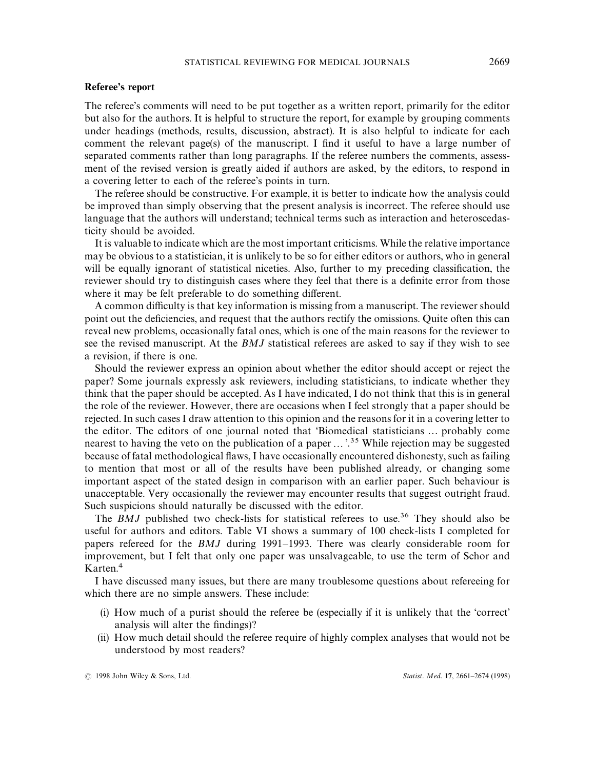### Referee's report

The referee's comments will need to be put together as a written report, primarily for the editor but also for the authors. It is helpful to structure the report, for example by grouping comments under headings (methods, results, discussion, abstract). It is also helpful to indicate for each comment the relevant page(s) of the manuscript. I find it useful to have a large number of separated comments rather than long paragraphs. If the referee numbers the comments, assessment of the revised version is greatly aided if authors are asked, by the editors, to respond in a covering letter to each of the referee's points in turn.

The referee should be constructive. For example, it is better to indicate how the analysis could be improved than simply observing that the present analysis is incorrect. The referee should use language that the authors will understand; technical terms such as interaction and heteroscedasticity should be avoided.

It is valuable to indicate which are the most important criticisms. While the relative importance may be obvious to a statistician, it is unlikely to be so for either editors or authors, who in general will be equally ignorant of statistical niceties. Also, further to my preceding classification, the reviewer should try to distinguish cases where they feel that there is a definite error from those where it may be felt preferable to do something different.

A common difficulty is that key information is missing from a manuscript. The reviewer should point out the deficiencies, and request that the authors rectify the omissions. Quite often this can reveal new problems, occasionally fatal ones, which is one of the main reasons for the reviewer to see the revised manuscript. At the *BMJ* statistical referees are asked to say if they wish to see a revision, if there is one.

Should the reviewer express an opinion about whether the editor should accept or reject the paper? Some journals expressly ask reviewers, including statisticians, to indicate whether they think that the paper should be accepted. As I have indicated, I do not think that this is in general the role of the reviewer. However, there are occasions when I feel strongly that a paper should be rejected. In such cases I draw attention to this opinion and the reasons for it in a covering letter to the editor. The editors of one journal noted that 'Biomedical statisticians … probably come nearest to having the veto on the publication of a paper … '.[35] While rejection may be suggested because of fatal methodological flaws, I have occasionally encountered dishonesty, such as failing to mention that most or all of the results have been published already, or changing some important aspect of the stated design in comparison with an earlier paper. Such behaviour is unacceptable. Very occasionally the reviewer may encounter results that suggest outright fraud. Such suspicions should naturally be discussed with the editor.

The *BMJ* published two check-lists for statistical referees to use.[36] They should also be useful for authors and editors. Table VI shows a summary of 100 check-lists I completed for papers refereed for the *BMJ* during 1991–1993. There was clearly considerable room for improvement, but I felt that only one paper was unsalvageable, to use the term of Schor and Karten.[4]

I have discussed many issues, but there are many troublesome questions about refereeing for which there are no simple answers. These include:

(i) How much of a purist should the referee be (especially if it is unlikely that the 'correct' analysis will alter the findings)?
(ii) How much detail should the referee require of highly complex analyses that would not be understood by most readers?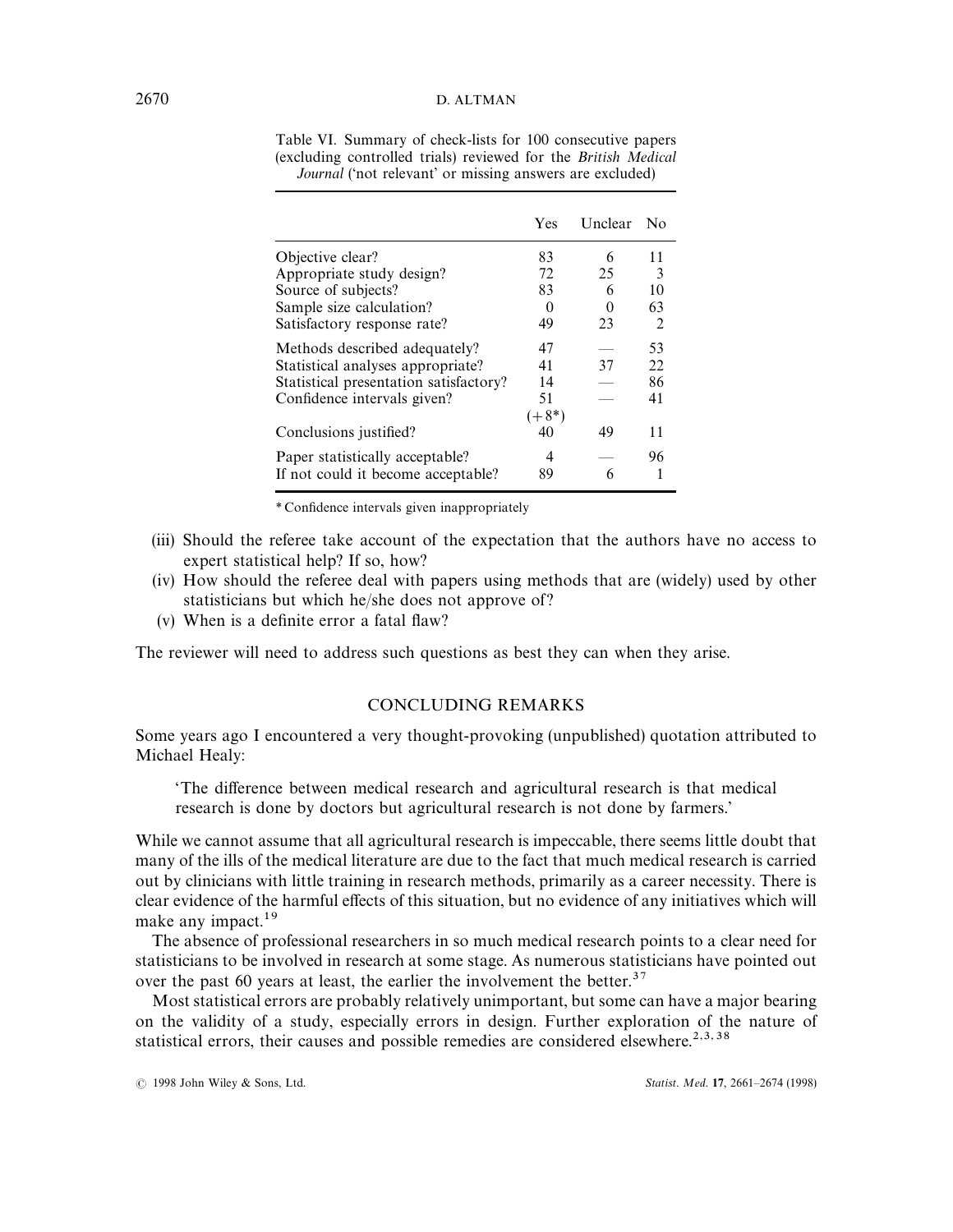Table VI. Summary of check-lists for 100 consecutive papers (excluding controlled trials) reviewed for the *British Medical Journal* ('not relevant' or missing answers are excluded)

| | Yes | Unclear | No |
|---|---|---|---|
| Objective clear? | 83 | 6 | 11 |
| Appropriate study design? | 72 | 25 | 3 |
| Source of subjects? | 83 | 6 | 10 |
| Sample size calculation? | 0 | 0 | 63 |
| Satisfactory response rate? | 49 | 23 | 2 |
| Methods described adequately? | 47 | — | 53 |
| Statistical analyses appropriate? | 41 | 37 | 22 |
| Statistical presentation satisfactory? | 14 | — | 86 |
| Confidence intervals given? | 51 (+8*) | — | 41 |
| Conclusions justified? | 40 | 49 | 11 |
| Paper statistically acceptable? | 4 | — | 96 |
| If not could it become acceptable? | 89 | 6 | 1 |

* Confidence intervals given inappropriately

(iii) Should the referee take account of the expectation that the authors have no access to expert statistical help? If so, how?

(iv) How should the referee deal with papers using methods that are (widely) used by other statisticians but which he/she does not approve of?

(v) When is a definite error a fatal flaw?

The reviewer will need to address such questions as best they can when they arise.

## CONCLUDING REMARKS

Some years ago I encountered a very thought-provoking (unpublished) quotation attributed to Michael Healy:

> 'The difference between medical research and agricultural research is that medical research is done by doctors but agricultural research is not done by farmers.'

While we cannot assume that all agricultural research is impeccable, there seems little doubt that many of the ills of the medical literature are due to the fact that much medical research is carried out by clinicians with little training in research methods, primarily as a career necessity. There is clear evidence of the harmful effects of this situation, but no evidence of any initiatives which will make any impact.[19]

The absence of professional researchers in so much medical research points to a clear need for statisticians to be involved in research at some stage. As numerous statisticians have pointed out over the past 60 years at least, the earlier the involvement the better.[37]

Most statistical errors are probably relatively unimportant, but some can have a major bearing on the validity of a study, especially errors in design. Further exploration of the nature of statistical errors, their causes and possible remedies are considered elsewhere.[2,3,38]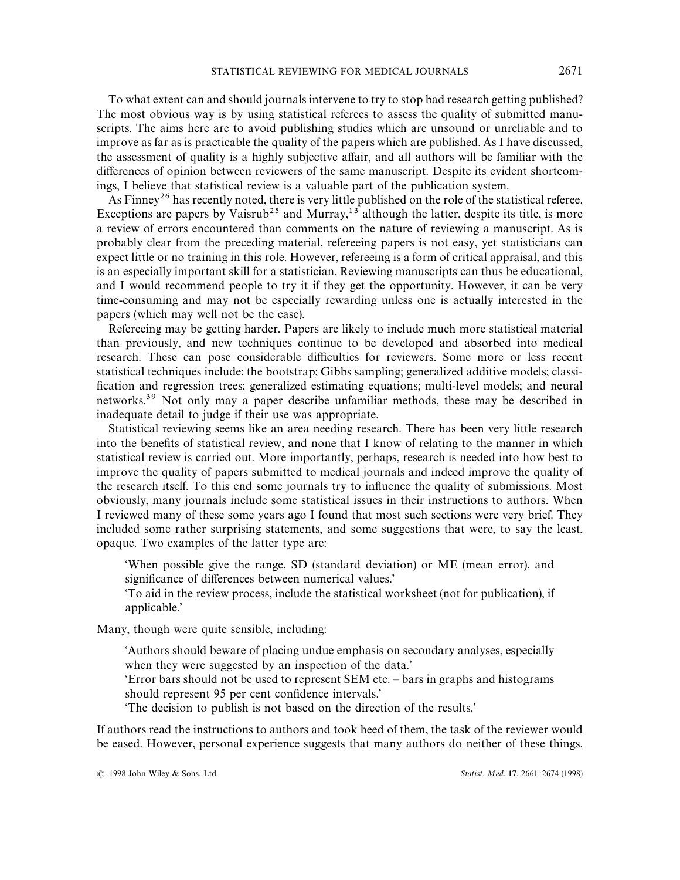To what extent can and should journals intervene to try to stop bad research getting published? The most obvious way is by using statistical referees to assess the quality of submitted manuscripts. The aims here are to avoid publishing studies which are unsound or unreliable and to improve as far as is practicable the quality of the papers which are published. As I have discussed, the assessment of quality is a highly subjective affair, and all authors will be familiar with the differences of opinion between reviewers of the same manuscript. Despite its evident shortcomings, I believe that statistical review is a valuable part of the publication system.

As Finney[26] has recently noted, there is very little published on the role of the statistical referee. Exceptions are papers by Vaisrub[25] and Murray,[13] although the latter, despite its title, is more a review of errors encountered than comments on the nature of reviewing a manuscript. As is probably clear from the preceding material, refereeing papers is not easy, yet statisticians can expect little or no training in this role. However, refereeing is a form of critical appraisal, and this is an especially important skill for a statistician. Reviewing manuscripts can thus be educational, and I would recommend people to try it if they get the opportunity. However, it can be very time-consuming and may not be especially rewarding unless one is actually interested in the papers (which may well not be the case).

Refereeing may be getting harder. Papers are likely to include much more statistical material than previously, and new techniques continue to be developed and absorbed into medical research. These can pose considerable difficulties for reviewers. Some more or less recent statistical techniques include: the bootstrap; Gibbs sampling; generalized additive models; classification and regression trees; generalized estimating equations; multi-level models; and neural networks.[39] Not only may a paper describe unfamiliar methods, these may be described in inadequate detail to judge if their use was appropriate.

Statistical reviewing seems like an area needing research. There has been very little research into the benefits of statistical review, and none that I know of relating to the manner in which statistical review is carried out. More importantly, perhaps, research is needed into how best to improve the quality of papers submitted to medical journals and indeed improve the quality of the research itself. To this end some journals try to influence the quality of submissions. Most obviously, many journals include some statistical issues in their instructions to authors. When I reviewed many of these some years ago I found that most such sections were very brief. They included some rather surprising statements, and some suggestions that were, to say the least, opaque. Two examples of the latter type are:

> 'When possible give the range, SD (standard deviation) or ME (mean error), and significance of differences between numerical values.'
>
> 'To aid in the review process, include the statistical worksheet (not for publication), if applicable.'

Many, though were quite sensible, including:

> 'Authors should beware of placing undue emphasis on secondary analyses, especially when they were suggested by an inspection of the data.'
>
> 'Error bars should not be used to represent SEM etc. – bars in graphs and histograms should represent 95 per cent confidence intervals.'
>
> 'The decision to publish is not based on the direction of the results.'

If authors read the instructions to authors and took heed of them, the task of the reviewer would be eased. However, personal experience suggests that many authors do neither of these things.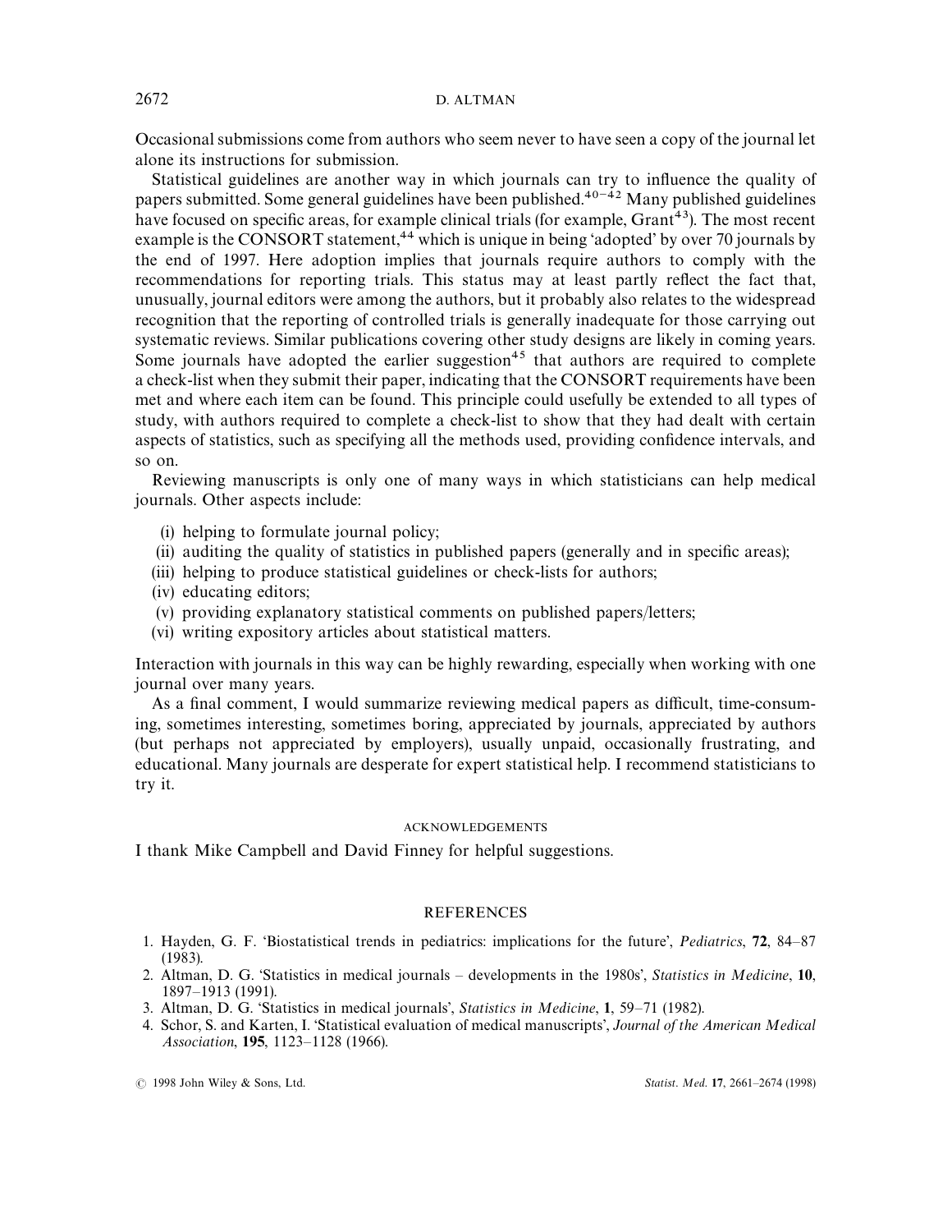Occasional submissions come from authors who seem never to have seen a copy of the journal let alone its instructions for submission.

Statistical guidelines are another way in which journals can try to influence the quality of papers submitted. Some general guidelines have been published.[40–42] Many published guidelines have focused on specific areas, for example clinical trials (for example, Grant[43]). The most recent example is the CONSORT statement,[44] which is unique in being 'adopted' by over 70 journals by the end of 1997. Here adoption implies that journals require authors to comply with the recommendations for reporting trials. This status may at least partly reflect the fact that, unusually, journal editors were among the authors, but it probably also relates to the widespread recognition that the reporting of controlled trials is generally inadequate for those carrying out systematic reviews. Similar publications covering other study designs are likely in coming years. Some journals have adopted the earlier suggestion[45] that authors are required to complete a check-list when they submit their paper, indicating that the CONSORT requirements have been met and where each item can be found. This principle could usefully be extended to all types of study, with authors required to complete a check-list to show that they had dealt with certain aspects of statistics, such as specifying all the methods used, providing confidence intervals, and so on.

Reviewing manuscripts is only one of many ways in which statisticians can help medical journals. Other aspects include:

(i) helping to formulate journal policy;
(ii) auditing the quality of statistics in published papers (generally and in specific areas);
(iii) helping to produce statistical guidelines or check-lists for authors;
(iv) educating editors;
(v) providing explanatory statistical comments on published papers/letters;
(vi) writing expository articles about statistical matters.

Interaction with journals in this way can be highly rewarding, especially when working with one journal over many years.

As a final comment, I would summarize reviewing medical papers as difficult, time-consuming, sometimes interesting, sometimes boring, appreciated by journals, appreciated by authors (but perhaps not appreciated by employers), usually unpaid, occasionally frustrating, and educational. Many journals are desperate for expert statistical help. I recommend statisticians to try it.

## ACKNOWLEDGEMENTS

I thank Mike Campbell and David Finney for helpful suggestions.

## REFERENCES

1. Hayden, G. F. 'Biostatistical trends in pediatrics: implications for the future', *Pediatrics*, **72**, 84–87 (1983).
2. Altman, D. G. 'Statistics in medical journals – developments in the 1980s', *Statistics in Medicine*, **10**, 1897–1913 (1991).
3. Altman, D. G. 'Statistics in medical journals', *Statistics in Medicine*, **1**, 59–71 (1982).
4. Schor, S. and Karten, I. 'Statistical evaluation of medical manuscripts', *Journal of the American Medical Association*, **195**, 1123–1128 (1966).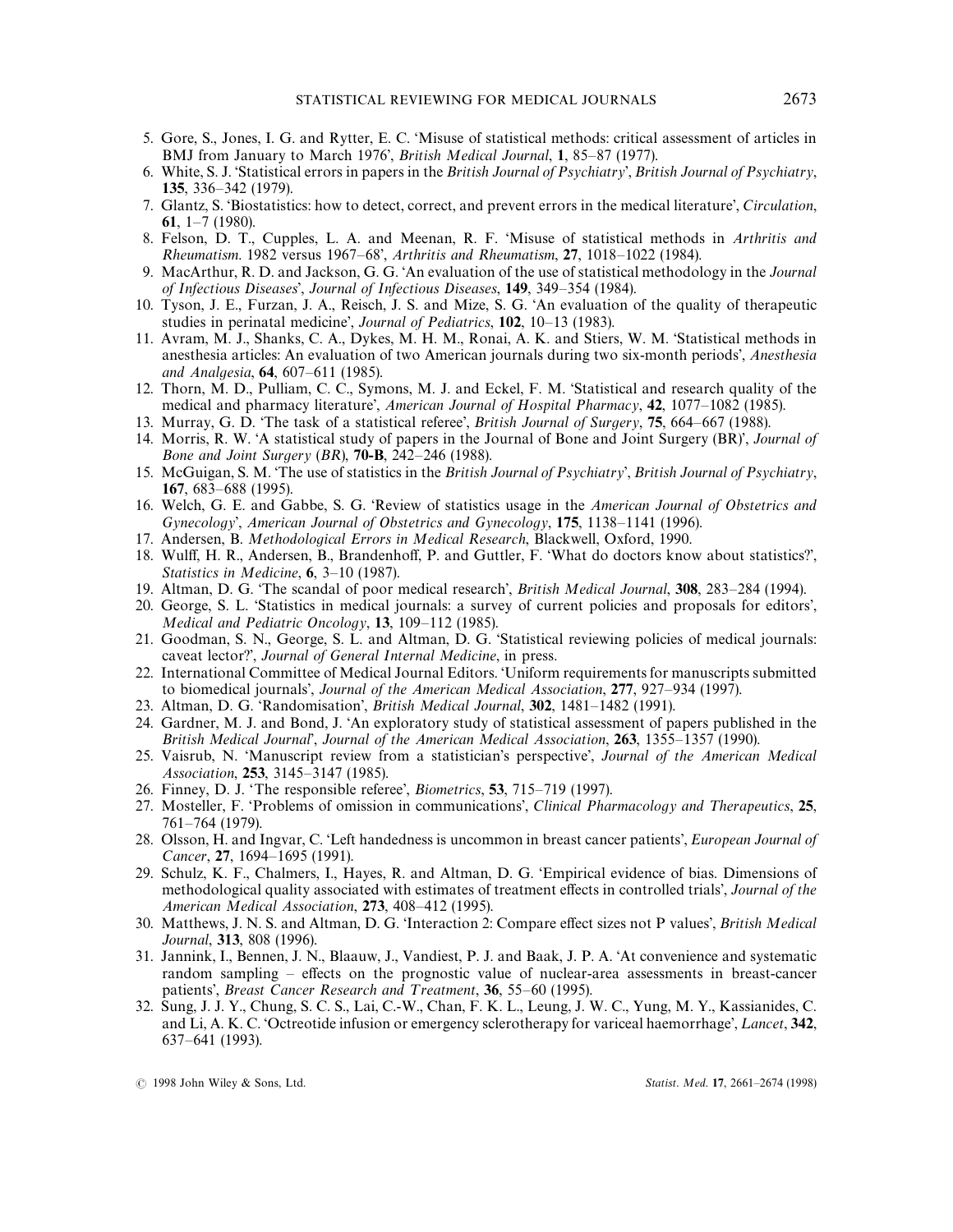5. Gore, S., Jones, I. G. and Rytter, E. C. 'Misuse of statistical methods: critical assessment of articles in BMJ from January to March 1976', *British Medical Journal*, **1**, 85–87 (1977).
6. White, S. J. 'Statistical errors in papers in the *British Journal of Psychiatry*', *British Journal of Psychiatry*, **135**, 336–342 (1979).
7. Glantz, S. 'Biostatistics: how to detect, correct, and prevent errors in the medical literature', *Circulation*, **61**, 1–7 (1980).
8. Felson, D. T., Cupples, L. A. and Meenan, R. F. 'Misuse of statistical methods in *Arthritis and Rheumatism*. 1982 versus 1967–68', *Arthritis and Rheumatism*, **27**, 1018–1022 (1984).
9. MacArthur, R. D. and Jackson, G. G. 'An evaluation of the use of statistical methodology in the *Journal of Infectious Diseases*', *Journal of Infectious Diseases*, **149**, 349–354 (1984).
10. Tyson, J. E., Furzan, J. A., Reisch, J. S. and Mize, S. G. 'An evaluation of the quality of therapeutic studies in perinatal medicine', *Journal of Pediatrics*, **102**, 10–13 (1983).
11. Avram, M. J., Shanks, C. A., Dykes, M. H. M., Ronai, A. K. and Stiers, W. M. 'Statistical methods in anesthesia articles: An evaluation of two American journals during two six-month periods', *Anesthesia and Analgesia*, **64**, 607–611 (1985).
12. Thorn, M. D., Pulliam, C. C., Symons, M. J. and Eckel, F. M. 'Statistical and research quality of the medical and pharmacy literature', *American Journal of Hospital Pharmacy*, **42**, 1077–1082 (1985).
13. Murray, G. D. 'The task of a statistical referee', *British Journal of Surgery*, **75**, 664–667 (1988).
14. Morris, R. W. 'A statistical study of papers in the Journal of Bone and Joint Surgery (BR)', *Journal of Bone and Joint Surgery (BR)*, **70-B**, 242–246 (1988).
15. McGuigan, S. M. 'The use of statistics in the *British Journal of Psychiatry*', *British Journal of Psychiatry*, **167**, 683–688 (1995).
16. Welch, G. E. and Gabbe, S. G. 'Review of statistics usage in the *American Journal of Obstetrics and Gynecology*', *American Journal of Obstetrics and Gynecology*, **175**, 1138–1141 (1996).
17. Andersen, B. *Methodological Errors in Medical Research*, Blackwell, Oxford, 1990.
18. Wulff, H. R., Andersen, B., Brandenhoff, P. and Guttler, F. 'What do doctors know about statistics?', *Statistics in Medicine*, **6**, 3–10 (1987).
19. Altman, D. G. 'The scandal of poor medical research', *British Medical Journal*, **308**, 283–284 (1994).
20. George, S. L. 'Statistics in medical journals: a survey of current policies and proposals for editors', *Medical and Pediatric Oncology*, **13**, 109–112 (1985).
21. Goodman, S. N., George, S. L. and Altman, D. G. 'Statistical reviewing policies of medical journals: caveat lector?', *Journal of General Internal Medicine*, in press.
22. International Committee of Medical Journal Editors. 'Uniform requirements for manuscripts submitted to biomedical journals', *Journal of the American Medical Association*, **277**, 927–934 (1997).
23. Altman, D. G. 'Randomisation', *British Medical Journal*, **302**, 1481–1482 (1991).
24. Gardner, M. J. and Bond, J. 'An exploratory study of statistical assessment of papers published in the *British Medical Journal*', *Journal of the American Medical Association*, **263**, 1355–1357 (1990).
25. Vaisrub, N. 'Manuscript review from a statistician's perspective', *Journal of the American Medical Association*, **253**, 3145–3147 (1985).
26. Finney, D. J. 'The responsible referee', *Biometrics*, **53**, 715–719 (1997).
27. Mosteller, F. 'Problems of omission in communications', *Clinical Pharmacology and Therapeutics*, **25**, 761–764 (1979).
28. Olsson, H. and Ingvar, C. 'Left handedness is uncommon in breast cancer patients', *European Journal of Cancer*, **27**, 1694–1695 (1991).
29. Schulz, K. F., Chalmers, I., Hayes, R. and Altman, D. G. 'Empirical evidence of bias. Dimensions of methodological quality associated with estimates of treatment effects in controlled trials', *Journal of the American Medical Association*, **273**, 408–412 (1995).
30. Matthews, J. N. S. and Altman, D. G. 'Interaction 2: Compare effect sizes not P values', *British Medical Journal*, **313**, 808 (1996).
31. Jannink, I., Bennen, J. N., Blaauw, J., Vandiest, P. J. and Baak, J. P. A. 'At convenience and systematic random sampling – effects on the prognostic value of nuclear-area assessments in breast-cancer patients', *Breast Cancer Research and Treatment*, **36**, 55–60 (1995).
32. Sung, J. J. Y., Chung, S. C. S., Lai, C.-W., Chan, F. K. L., Leung, J. W. C., Yung, M. Y., Kassianides, C. and Li, A. K. C. 'Octreotide infusion or emergency sclerotherapy for variceal haemorrhage', *Lancet*, **342**, 637–641 (1993).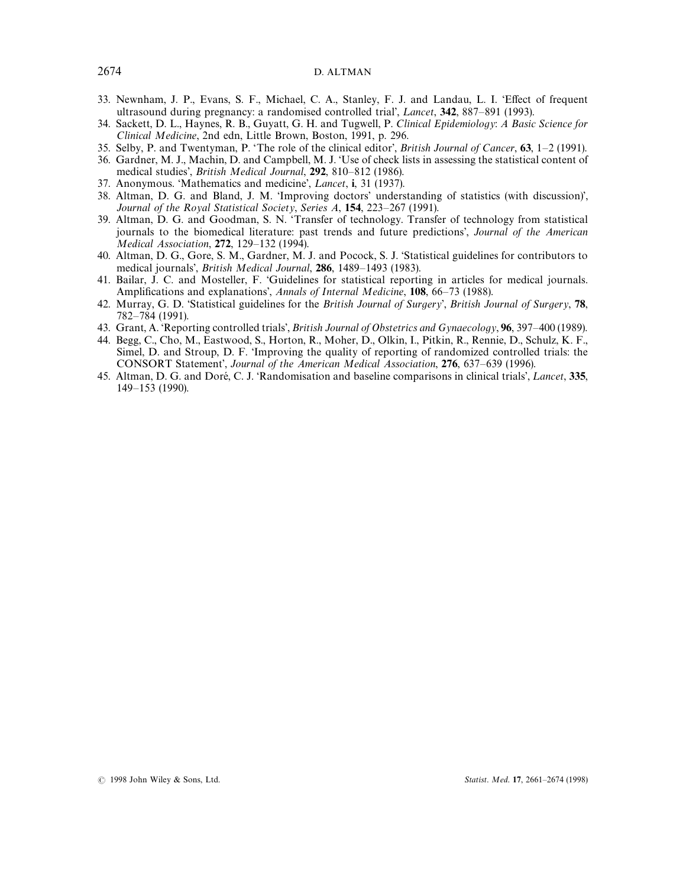33. Newnham, J. P., Evans, S. F., Michael, C. A., Stanley, F. J. and Landau, L. I. 'Effect of frequent ultrasound during pregnancy: a randomised controlled trial', *Lancet*, **342**, 887–891 (1993).
34. Sackett, D. L., Haynes, R. B., Guyatt, G. H. and Tugwell, P. *Clinical Epidemiology*: *A Basic Science for Clinical Medicine*, 2nd edn, Little Brown, Boston, 1991, p. 296.
35. Selby, P. and Twentyman, P. 'The role of the clinical editor', *British Journal of Cancer*, **63**, 1–2 (1991).
36. Gardner, M. J., Machin, D. and Campbell, M. J. 'Use of check lists in assessing the statistical content of medical studies', *British Medical Journal*, **292**, 810–812 (1986).
37. Anonymous. 'Mathematics and medicine', *Lancet*, **i**, 31 (1937).
38. Altman, D. G. and Bland, J. M. 'Improving doctors' understanding of statistics (with discussion)', *Journal of the Royal Statistical Society*, *Series A*, **154**, 223–267 (1991).
39. Altman, D. G. and Goodman, S. N. 'Transfer of technology. Transfer of technology from statistical journals to the biomedical literature: past trends and future predictions', *Journal of the American Medical Association*, **272**, 129–132 (1994).
40. Altman, D. G., Gore, S. M., Gardner, M. J. and Pocock, S. J. 'Statistical guidelines for contributors to medical journals', *British Medical Journal*, **286**, 1489–1493 (1983).
41. Bailar, J. C. and Mosteller, F. 'Guidelines for statistical reporting in articles for medical journals. Amplifications and explanations', *Annals of Internal Medicine*, **108**, 66–73 (1988).
42. Murray, G. D. 'Statistical guidelines for the *British Journal of Surgery*', *British Journal of Surgery*, **78**, 782–784 (1991).
43. Grant, A. 'Reporting controlled trials', *British Journal of Obstetrics and Gynaecology*, **96**, 397–400 (1989).
44. Begg, C., Cho, M., Eastwood, S., Horton, R., Moher, D., Olkin, I., Pitkin, R., Rennie, D., Schulz, K. F., Simel, D. and Stroup, D. F. 'Improving the quality of reporting of randomized controlled trials: the CONSORT Statement', *Journal of the American Medical Association*, **276**, 637–639 (1996).
45. Altman, D. G. and Doré, C. J. 'Randomisation and baseline comparisons in clinical trials', *Lancet*, **335**, 149–153 (1990).

© 1998 John Wiley & Sons, Ltd.